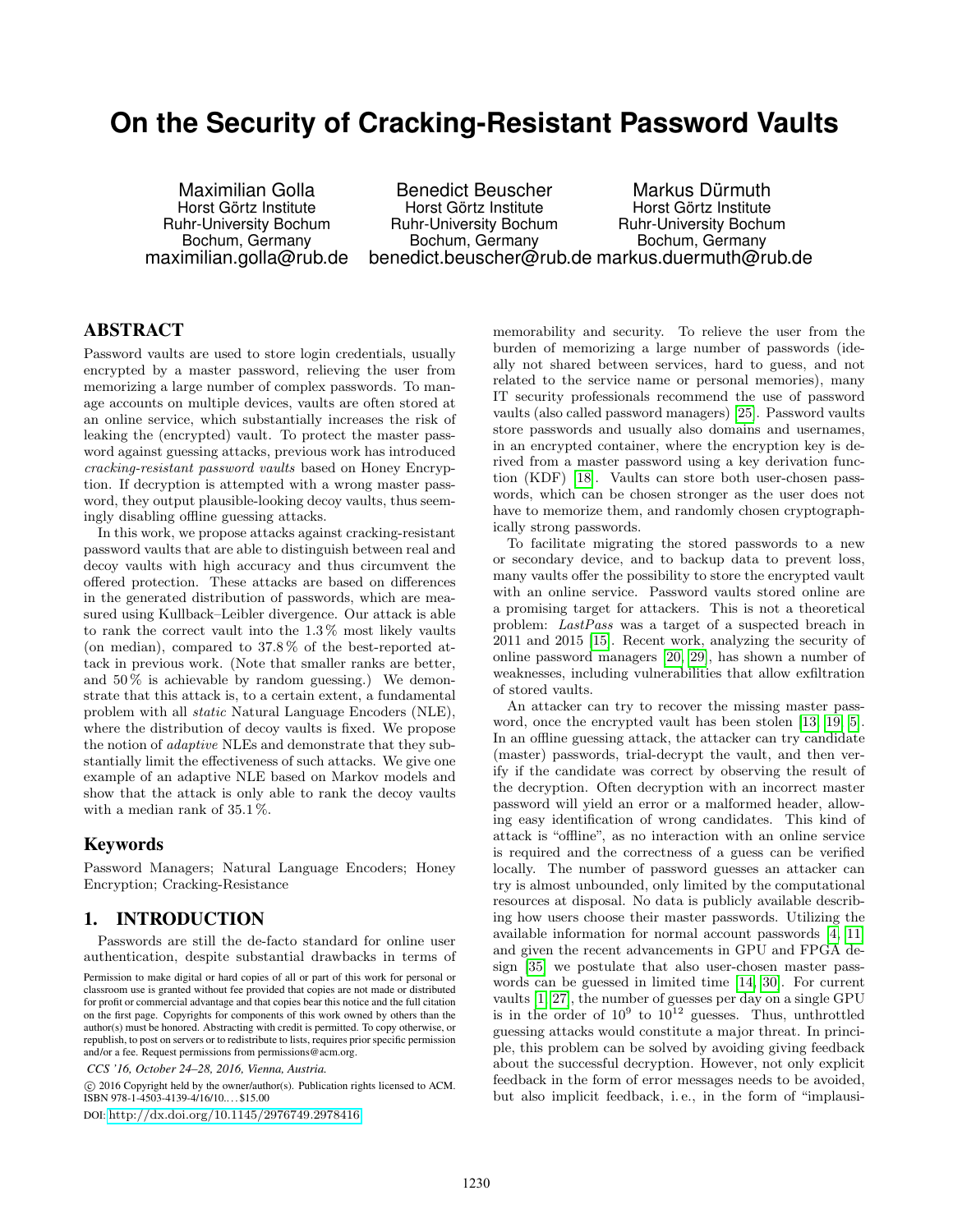# On the Security of Cracking-Resistant Password Vaults

Maximilian Golla
Horst Görtz Institute
Ruhr-University Bochum
Bochum, Germany
maximilian.golla@rub.de

Benedict Beuscher
Horst Görtz Institute
Ruhr-University Bochum
Bochum, Germany
benedict.beuscher@rub.de

Markus Dürmuth
Horst Görtz Institute
Ruhr-University Bochum
Bochum, Germany
markus.duermuth@rub.de

## ABSTRACT

Password vaults are used to store login credentials, usually encrypted by a master password, relieving the user from memorizing a large number of complex passwords. To manage accounts on multiple devices, vaults are often stored at an online service, which substantially increases the risk of leaking the (encrypted) vault. To protect the master password against guessing attacks, previous work has introduced *cracking-resistant password vaults* based on Honey Encryption. If decryption is attempted with a wrong master password, they output plausible-looking decoy vaults, thus seemingly disabling offline guessing attacks.

In this work, we propose attacks against cracking-resistant password vaults that are able to distinguish between real and decoy vaults with high accuracy and thus circumvent the offered protection. These attacks are based on differences in the generated distribution of passwords, which are measured using Kullback–Leibler divergence. Our attack is able to rank the correct vault into the 1.3 % most likely vaults (on median), compared to 37.8 % of the best-reported attack in previous work. (Note that smaller ranks are better, and 50 % is achievable by random guessing.) We demonstrate that this attack is, to a certain extent, a fundamental problem with all *static* Natural Language Encoders (NLE), where the distribution of decoy vaults is fixed. We propose the notion of *adaptive* NLEs and demonstrate that they substantially limit the effectiveness of such attacks. We give one example of an adaptive NLE based on Markov models and show that the attack is only able to rank the decoy vaults with a median rank of 35.1 %.

## Keywords

Password Managers; Natural Language Encoders; Honey Encryption; Cracking-Resistance

## 1. INTRODUCTION

Passwords are still the de-facto standard for online user authentication, despite substantial drawbacks in terms of memorability and security. To relieve the user from the burden of memorizing a large number of passwords (ideally not shared between services, hard to guess, and not related to the service name or personal memories), many IT security professionals recommend the use of password vaults (also called password managers) [25]. Password vaults store passwords and usually also domains and usernames, in an encrypted container, where the encryption key is derived from a master password using a key derivation function (KDF) [18]. Vaults can store both user-chosen passwords, which can be chosen stronger as the user does not have to memorize them, and randomly chosen cryptographically strong passwords.

To facilitate migrating the stored passwords to a new or secondary device, and to backup data to prevent loss, many vaults offer the possibility to store the encrypted vault with an online service. Password vaults stored online are a promising target for attackers. This is not a theoretical problem: *LastPass* was a target of a suspected breach in 2011 and 2015 [15]. Recent work, analyzing the security of online password managers [20, 29], has shown a number of weaknesses, including vulnerabilities that allow exfiltration of stored vaults.

An attacker can try to recover the missing master password, once the encrypted vault has been stolen [13, 19, 5]. In an offline guessing attack, the attacker can try candidate (master) passwords, trial-decrypt the vault, and then verify if the candidate was correct by observing the result of the decryption. Often decryption with an incorrect master password will yield an error or a malformed header, allowing easy identification of wrong candidates. This kind of attack is "offline", as no interaction with an online service is required and the correctness of a guess can be verified locally. The number of password guesses an attacker can try is almost unbounded, only limited by the computational resources at disposal. No data is publicly available describing how users choose their master passwords. Utilizing the available information for normal account passwords [4, 11] and given the recent advancements in GPU and FPGA design [35] we postulate that also user-chosen master passwords can be guessed in limited time [14, 30]. For current vaults [1, 27], the number of guesses per day on a single GPU is in the order of $10^9$ to $10^{12}$ guesses. Thus, unthrottled guessing attacks would constitute a major threat. In principle, this problem can be solved by avoiding giving feedback about the successful decryption. However, not only explicit feedback in the form of error messages needs to be avoided, but also implicit feedback, i. e., in the form of "implausi-

Permission to make digital or hard copies of all or part of this work for personal or classroom use is granted without fee provided that copies are not made or distributed for profit or commercial advantage and that copies bear this notice and the full citation on the first page. Copyrights for components of this work owned by others than the author(s) must be honored. Abstracting with credit is permitted. To copy otherwise, or republish, to post on servers or to redistribute to lists, requires prior specific permission and/or a fee. Request permissions from permissions@acm.org.

*CCS '16, October 24–28, 2016, Vienna, Austria.*

© 2016 Copyright held by the owner/author(s). Publication rights licensed to ACM. ISBN 978-1-4503-4139-4/16/10...$15.00

DOI: http://dx.doi.org/10.1145/2976749.2978416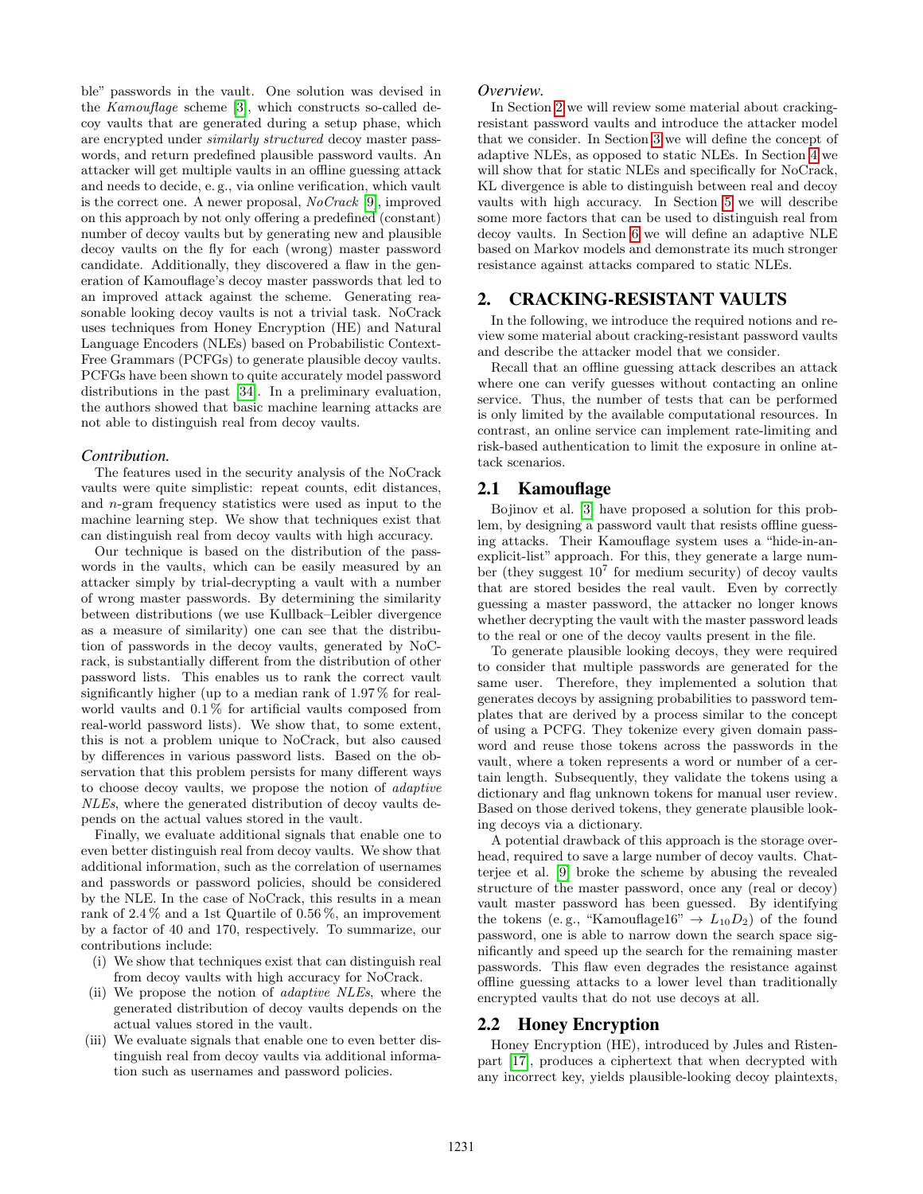ble" passwords in the vault. One solution was devised in the *Kamouflage* scheme [3], which constructs so-called decoy vaults that are generated during a setup phase, which are encrypted under *similarly structured* decoy master passwords, and return predefined plausible password vaults. An attacker will get multiple vaults in an offline guessing attack and needs to decide, e. g., via online verification, which vault is the correct one. A newer proposal, *NoCrack* [9], improved on this approach by not only offering a predefined (constant) number of decoy vaults but by generating new and plausible decoy vaults on the fly for each (wrong) master password candidate. Additionally, they discovered a flaw in the generation of Kamouflage's decoy master passwords that led to an improved attack against the scheme. Generating reasonable looking decoy vaults is not a trivial task. NoCrack uses techniques from Honey Encryption (HE) and Natural Language Encoders (NLEs) based on Probabilistic Context-Free Grammars (PCFGs) to generate plausible decoy vaults. PCFGs have been shown to quite accurately model password distributions in the past [34]. In a preliminary evaluation, the authors showed that basic machine learning attacks are not able to distinguish real from decoy vaults.

### *Contribution.*

The features used in the security analysis of the NoCrack vaults were quite simplistic: repeat counts, edit distances, and $n$-gram frequency statistics were used as input to the machine learning step. We show that techniques exist that can distinguish real from decoy vaults with high accuracy.

Our technique is based on the distribution of the passwords in the vaults, which can be easily measured by an attacker simply by trial-decrypting a vault with a number of wrong master passwords. By determining the similarity between distributions (we use Kullback–Leibler divergence as a measure of similarity) one can see that the distribution of passwords in the decoy vaults, generated by NoCrack, is substantially different from the distribution of other password lists. This enables us to rank the correct vault significantly higher (up to a median rank of 1.97 % for real-world vaults and 0.1 % for artificial vaults composed from real-world password lists). We show that, to some extent, this is not a problem unique to NoCrack, but also caused by differences in various password lists. Based on the observation that this problem persists for many different ways to choose decoy vaults, we propose the notion of *adaptive NLEs*, where the generated distribution of decoy vaults depends on the actual values stored in the vault.

Finally, we evaluate additional signals that enable one to even better distinguish real from decoy vaults. We show that additional information, such as the correlation of usernames and passwords or password policies, should be considered by the NLE. In the case of NoCrack, this results in a mean rank of 2.4 % and a 1st Quartile of 0.56 %, an improvement by a factor of 40 and 170, respectively. To summarize, our contributions include:

- (i) We show that techniques exist that can distinguish real from decoy vaults with high accuracy for NoCrack.
- (ii) We propose the notion of *adaptive NLEs*, where the generated distribution of decoy vaults depends on the actual values stored in the vault.
- (iii) We evaluate signals that enable one to even better distinguish real from decoy vaults via additional information such as usernames and password policies.

### *Overview.*

In Section 2 we will review some material about cracking-resistant password vaults and introduce the attacker model that we consider. In Section 3 we will define the concept of adaptive NLEs, as opposed to static NLEs. In Section 4 we will show that for static NLEs and specifically for NoCrack, KL divergence is able to distinguish between real and decoy vaults with high accuracy. In Section 5 we will describe some more factors that can be used to distinguish real from decoy vaults. In Section 6 we will define an adaptive NLE based on Markov models and demonstrate its much stronger resistance against attacks compared to static NLEs.

## 2. CRACKING-RESISTANT VAULTS

In the following, we introduce the required notions and review some material about cracking-resistant password vaults and describe the attacker model that we consider.

Recall that an offline guessing attack describes an attack where one can verify guesses without contacting an online service. Thus, the number of tests that can be performed is only limited by the available computational resources. In contrast, an online service can implement rate-limiting and risk-based authentication to limit the exposure in online attack scenarios.

### 2.1 Kamouflage

Bojinov et al. [3] have proposed a solution for this problem, by designing a password vault that resists offline guessing attacks. Their Kamouflage system uses a "hide-in-an-explicit-list" approach. For this, they generate a large number (they suggest $10^7$ for medium security) of decoy vaults that are stored besides the real vault. Even by correctly guessing a master password, the attacker no longer knows whether decrypting the vault with the master password leads to the real or one of the decoy vaults present in the file.

To generate plausible looking decoys, they were required to consider that multiple passwords are generated for the same user. Therefore, they implemented a solution that generates decoys by assigning probabilities to password templates that are derived by a process similar to the concept of using a PCFG. They tokenize every given domain password and reuse those tokens across the passwords in the vault, where a token represents a word or number of a certain length. Subsequently, they validate the tokens using a dictionary and flag unknown tokens for manual user review. Based on those derived tokens, they generate plausible looking decoys via a dictionary.

A potential drawback of this approach is the storage overhead, required to save a large number of decoy vaults. Chatterjee et al. [9] broke the scheme by abusing the revealed structure of the master password, once any (real or decoy) vault master password has been guessed. By identifying the tokens (e. g., "Kamouflage16" $\rightarrow L_{10}D_2$) of the found password, one is able to narrow down the search space significantly and speed up the search for the remaining master passwords. This flaw even degrades the resistance against offline guessing attacks to a lower level than traditionally encrypted vaults that do not use decoys at all.

### 2.2 Honey Encryption

Honey Encryption (HE), introduced by Jules and Ristenpart [17], produces a ciphertext that when decrypted with any incorrect key, yields plausible-looking decoy plaintexts,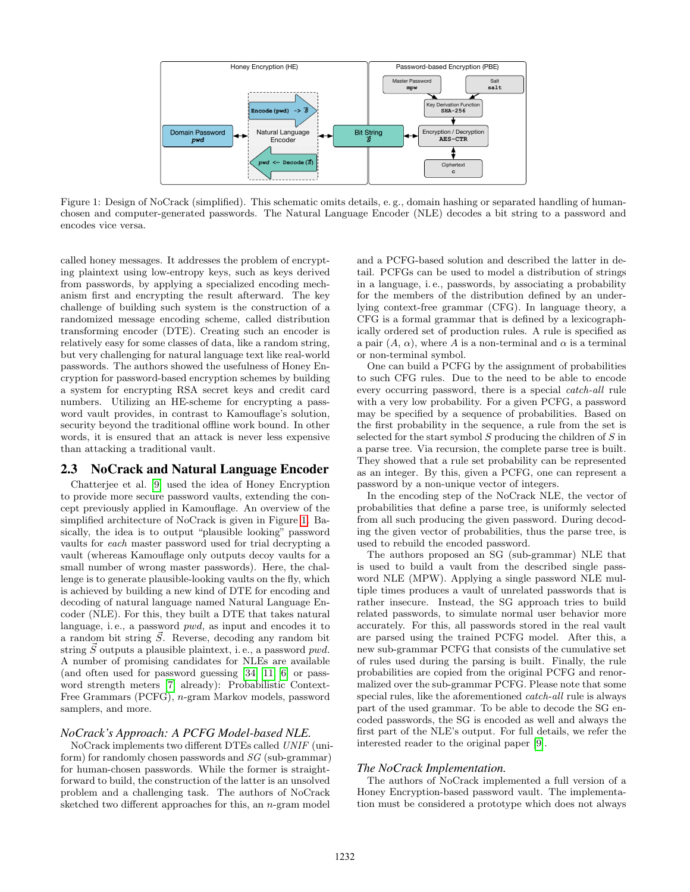Figure 1: Design of NoCrack (simplified). This schematic omits details, e. g., domain hashing or separated handling of human-chosen and computer-generated passwords. The Natural Language Encoder (NLE) decodes a bit string to a password and encodes vice versa.

called honey messages. It addresses the problem of encrypting plaintext using low-entropy keys, such as keys derived from passwords, by applying a specialized encoding mechanism first and encrypting the result afterward. The key challenge of building such system is the construction of a randomized message encoding scheme, called distribution transforming encoder (DTE). Creating such an encoder is relatively easy for some classes of data, like a random string, but very challenging for natural language text like real-world passwords. The authors showed the usefulness of Honey Encryption for password-based encryption schemes by building a system for encrypting RSA secret keys and credit card numbers. Utilizing an HE-scheme for encrypting a password vault provides, in contrast to Kamouflage's solution, security beyond the traditional offline work bound. In other words, it is ensured that an attack is never less expensive than attacking a traditional vault.

## 2.3 NoCrack and Natural Language Encoder

Chatterjee et al. [9] used the idea of Honey Encryption to provide more secure password vaults, extending the concept previously applied in Kamouflage. An overview of the simplified architecture of NoCrack is given in Figure 1. Basically, the idea is to output "plausible looking" password vaults for *each* master password used for trial decrypting a vault (whereas Kamouflage only outputs decoy vaults for a small number of wrong master passwords). Here, the challenge is to generate plausible-looking vaults on the fly, which is achieved by building a new kind of DTE for encoding and decoding of natural language named Natural Language Encoder (NLE). For this, they built a DTE that takes natural language, i. e., a password *pwd*, as input and encodes it to a random bit string $\vec{S}$. Reverse, decoding any random bit string $\vec{S}$ outputs a plausible plaintext, i. e., a password *pwd*. A number of promising candidates for NLEs are available (and often used for password guessing [34, 11, 6] or password strength meters [7] already): Probabilistic Context-Free Grammars (PCFG), $n$-gram Markov models, password samplers, and more.

### *NoCrack's Approach: A PCFG Model-based NLE.*

NoCrack implements two different DTEs called *UNIF* (uniform) for randomly chosen passwords and *SG* (sub-grammar) for human-chosen passwords. While the former is straightforward to build, the construction of the latter is an unsolved problem and a challenging task. The authors of NoCrack sketched two different approaches for this, an $n$-gram model and a PCFG-based solution and described the latter in detail. PCFGs can be used to model a distribution of strings in a language, i. e., passwords, by associating a probability for the members of the distribution defined by an underlying context-free grammar (CFG). In language theory, a CFG is a formal grammar that is defined by a lexicographically ordered set of production rules. A rule is specified as a pair $(A, \alpha)$, where $A$ is a non-terminal and $\alpha$ is a terminal or non-terminal symbol.

One can build a PCFG by the assignment of probabilities to such CFG rules. Due to the need to be able to encode every occurring password, there is a special *catch-all* rule with a very low probability. For a given PCFG, a password may be specified by a sequence of probabilities. Based on the first probability in the sequence, a rule from the set is selected for the start symbol $S$ producing the children of $S$ in a parse tree. Via recursion, the complete parse tree is built. They showed that a rule set probability can be represented as an integer. By this, given a PCFG, one can represent a password by a non-unique vector of integers.

In the encoding step of the NoCrack NLE, the vector of probabilities that define a parse tree, is uniformly selected from all such producing the given password. During decoding the given vector of probabilities, thus the parse tree, is used to rebuild the encoded password.

The authors proposed an SG (sub-grammar) NLE that is used to build a vault from the described single password NLE (MPW). Applying a single password NLE multiple times produces a vault of unrelated passwords that is rather insecure. Instead, the SG approach tries to build related passwords, to simulate normal user behavior more accurately. For this, all passwords stored in the real vault are parsed using the trained PCFG model. After this, a new sub-grammar PCFG that consists of the cumulative set of rules used during the parsing is built. Finally, the rule probabilities are copied from the original PCFG and renormalized over the sub-grammar PCFG. Please note that some special rules, like the aforementioned *catch-all* rule is always part of the used grammar. To be able to decode the SG encoded passwords, the SG is encoded as well and always the first part of the NLE's output. For full details, we refer the interested reader to the original paper [9].

### *The NoCrack Implementation.*

The authors of NoCrack implemented a full version of a Honey Encryption-based password vault. The implementation must be considered a prototype which does not always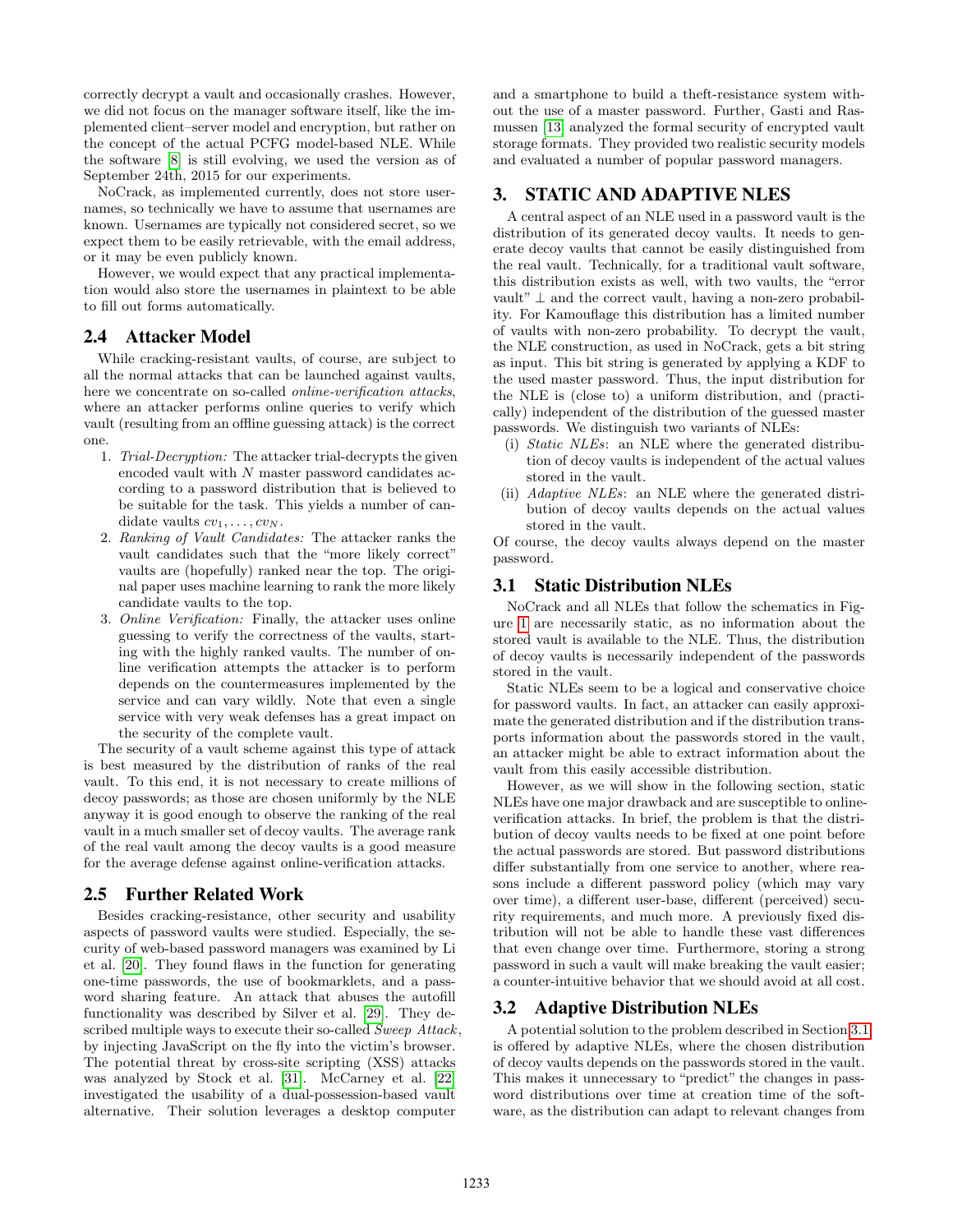correctly decrypt a vault and occasionally crashes. However, we did not focus on the manager software itself, like the implemented client–server model and encryption, but rather on the concept of the actual PCFG model-based NLE. While the software [8] is still evolving, we used the version as of September 24th, 2015 for our experiments.

NoCrack, as implemented currently, does not store usernames, so technically we have to assume that usernames are known. Usernames are typically not considered secret, so we expect them to be easily retrievable, with the email address, or it may be even publicly known.

However, we would expect that any practical implementation would also store the usernames in plaintext to be able to fill out forms automatically.

## 2.4 Attacker Model

While cracking-resistant vaults, of course, are subject to all the normal attacks that can be launched against vaults, here we concentrate on so-called *online-verification attacks*, where an attacker performs online queries to verify which vault (resulting from an offline guessing attack) is the correct one.

1. *Trial-Decryption:* The attacker trial-decrypts the given encoded vault with $N$ master password candidates according to a password distribution that is believed to be suitable for the task. This yields a number of candidate vaults $cv_1, \ldots, cv_N$.
2. *Ranking of Vault Candidates:* The attacker ranks the vault candidates such that the "more likely correct" vaults are (hopefully) ranked near the top. The original paper uses machine learning to rank the more likely candidate vaults to the top.
3. *Online Verification:* Finally, the attacker uses online guessing to verify the correctness of the vaults, starting with the highly ranked vaults. The number of online verification attempts the attacker is to perform depends on the countermeasures implemented by the service and can vary wildly. Note that even a single service with very weak defenses has a great impact on the security of the complete vault.

The security of a vault scheme against this type of attack is best measured by the distribution of ranks of the real vault. To this end, it is not necessary to create millions of decoy passwords; as those are chosen uniformly by the NLE anyway it is good enough to observe the ranking of the real vault in a much smaller set of decoy vaults. The average rank of the real vault among the decoy vaults is a good measure for the average defense against online-verification attacks.

## 2.5 Further Related Work

Besides cracking-resistance, other security and usability aspects of password vaults were studied. Especially, the security of web-based password managers was examined by Li et al. [20]. They found flaws in the function for generating one-time passwords, the use of bookmarklets, and a password sharing feature. An attack that abuses the autofill functionality was described by Silver et al. [29]. They described multiple ways to execute their so-called *Sweep Attack*, by injecting JavaScript on the fly into the victim's browser. The potential threat by cross-site scripting (XSS) attacks was analyzed by Stock et al. [31]. McCarney et al. [22] investigated the usability of a dual-possession-based vault alternative. Their solution leverages a desktop computer and a smartphone to build a theft-resistance system without the use of a master password. Further, Gasti and Rasmussen [13] analyzed the formal security of encrypted vault storage formats. They provided two realistic security models and evaluated a number of popular password managers.

# 3. STATIC AND ADAPTIVE NLES

A central aspect of an NLE used in a password vault is the distribution of its generated decoy vaults. It needs to generate decoy vaults that cannot be easily distinguished from the real vault. Technically, for a traditional vault software, this distribution exists as well, with two vaults, the "error vault" $\perp$ and the correct vault, having a non-zero probability. For Kamouflage this distribution has a limited number of vaults with non-zero probability. To decrypt the vault, the NLE construction, as used in NoCrack, gets a bit string as input. This bit string is generated by applying a KDF to the used master password. Thus, the input distribution for the NLE is (close to) a uniform distribution, and (practically) independent of the distribution of the guessed master passwords. We distinguish two variants of NLEs:

(i) *Static NLEs*: an NLE where the generated distribution of decoy vaults is independent of the actual values stored in the vault.
(ii) *Adaptive NLEs*: an NLE where the generated distribution of decoy vaults depends on the actual values stored in the vault.

Of course, the decoy vaults always depend on the master password.

## 3.1 Static Distribution NLEs

NoCrack and all NLEs that follow the schematics in Figure 1 are necessarily static, as no information about the stored vault is available to the NLE. Thus, the distribution of decoy vaults is necessarily independent of the passwords stored in the vault.

Static NLEs seem to be a logical and conservative choice for password vaults. In fact, an attacker can easily approximate the generated distribution and if the distribution transports information about the passwords stored in the vault, an attacker might be able to extract information about the vault from this easily accessible distribution.

However, as we will show in the following section, static NLEs have one major drawback and are susceptible to online-verification attacks. In brief, the problem is that the distribution of decoy vaults needs to be fixed at one point before the actual passwords are stored. But password distributions differ substantially from one service to another, where reasons include a different password policy (which may vary over time), a different user-base, different (perceived) security requirements, and much more. A previously fixed distribution will not be able to handle these vast differences that even change over time. Furthermore, storing a strong password in such a vault will make breaking the vault easier; a counter-intuitive behavior that we should avoid at all cost.

## 3.2 Adaptive Distribution NLEs

A potential solution to the problem described in Section 3.1 is offered by adaptive NLEs, where the chosen distribution of decoy vaults depends on the passwords stored in the vault. This makes it unnecessary to "predict" the changes in password distributions over time at creation time of the software, as the distribution can adapt to relevant changes from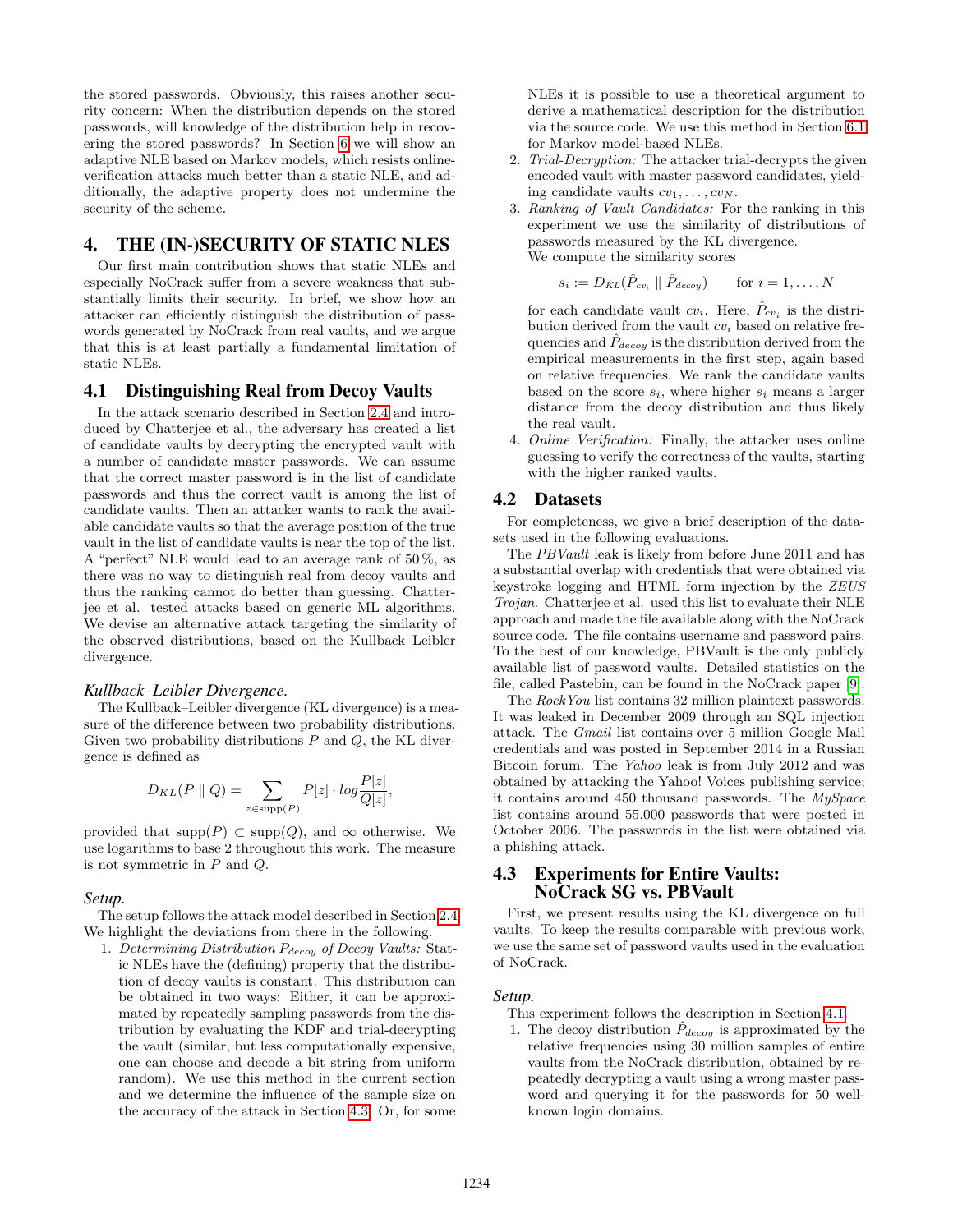the stored passwords. Obviously, this raises another security concern: When the distribution depends on the stored passwords, will knowledge of the distribution help in recovering the stored passwords? In Section 6 we will show an adaptive NLE based on Markov models, which resists online-verification attacks much better than a static NLE, and additionally, the adaptive property does not undermine the security of the scheme.

# 4. THE (IN-)SECURITY OF STATIC NLES

Our first main contribution shows that static NLEs and especially NoCrack suffer from a severe weakness that substantially limits their security. In brief, we show how an attacker can efficiently distinguish the distribution of passwords generated by NoCrack from real vaults, and we argue that this is at least partially a fundamental limitation of static NLEs.

## 4.1 Distinguishing Real from Decoy Vaults

In the attack scenario described in Section 2.4 and introduced by Chatterjee et al., the adversary has created a list of candidate vaults by decrypting the encrypted vault with a number of candidate master passwords. We can assume that the correct master password is in the list of candidate passwords and thus the correct vault is among the list of candidate vaults. Then an attacker wants to rank the available candidate vaults so that the average position of the true vault in the list of candidate vaults is near the top of the list. A "perfect" NLE would lead to an average rank of 50 %, as there was no way to distinguish real from decoy vaults and thus the ranking cannot do better than guessing. Chatterjee et al. tested attacks based on generic ML algorithms. We devise an alternative attack targeting the similarity of the observed distributions, based on the Kullback–Leibler divergence.

### *Kullback–Leibler Divergence.*

The Kullback–Leibler divergence (KL divergence) is a measure of the difference between two probability distributions. Given two probability distributions $P$ and $Q$, the KL divergence is defined as

$$D_{KL}(P \parallel Q) = \sum_{z \in \text{supp}(P)} P[z] \cdot log \frac{P[z]}{Q[z]},$$

provided that $\text{supp}(P) \subset \text{supp}(Q)$, and $\infty$ otherwise. We use logarithms to base 2 throughout this work. The measure is not symmetric in $P$ and $Q$.

### *Setup.*

The setup follows the attack model described in Section 2.4. We highlight the deviations from there in the following.

1. *Determining Distribution $P_{decoy}$ of Decoy Vaults:* Static NLEs have the (defining) property that the distribution of decoy vaults is constant. This distribution can be obtained in two ways: Either, it can be approximated by repeatedly sampling passwords from the distribution by evaluating the KDF and trial-decrypting the vault (similar, but less computationally expensive, one can choose and decode a bit string from uniform random). We use this method in the current section and we determine the influence of the sample size on the accuracy of the attack in Section 4.3. Or, for some NLEs it is possible to use a theoretical argument to derive a mathematical description for the distribution via the source code. We use this method in Section 6.1 for Markov model-based NLEs.
2. *Trial-Decryption:* The attacker trial-decrypts the given encoded vault with master password candidates, yielding candidate vaults $cv_1, \ldots, cv_N$.
3. *Ranking of Vault Candidates:* For the ranking in this experiment we use the similarity of distributions of passwords measured by the KL divergence.
   We compute the similarity scores

   $$s_i := D_{KL}(\hat{P}_{cv_i} \parallel \hat{P}_{decoy}) \qquad \text{for } i = 1, \ldots, N$$

   for each candidate vault $cv_i$. Here, $\hat{P}_{cv_i}$ is the distribution derived from the vault $cv_i$ based on relative frequencies and $\hat{P}_{decoy}$ is the distribution derived from the empirical measurements in the first step, again based on relative frequencies. We rank the candidate vaults based on the score $s_i$, where higher $s_i$ means a larger distance from the decoy distribution and thus likely the real vault.
4. *Online Verification:* Finally, the attacker uses online guessing to verify the correctness of the vaults, starting with the higher ranked vaults.

## 4.2 Datasets

For completeness, we give a brief description of the datasets used in the following evaluations.

The *PBVault* leak is likely from before June 2011 and has a substantial overlap with credentials that were obtained via keystroke logging and HTML form injection by the *ZEUS Trojan*. Chatterjee et al. used this list to evaluate their NLE approach and made the file available along with the NoCrack source code. The file contains username and password pairs. To the best of our knowledge, PBVault is the only publicly available list of password vaults. Detailed statistics on the file, called Pastebin, can be found in the NoCrack paper [9].

The *RockYou* list contains 32 million plaintext passwords. It was leaked in December 2009 through an SQL injection attack. The *Gmail* list contains over 5 million Google Mail credentials and was posted in September 2014 in a Russian Bitcoin forum. The *Yahoo* leak is from July 2012 and was obtained by attacking the Yahoo! Voices publishing service; it contains around 450 thousand passwords. The *MySpace* list contains around 55,000 passwords that were posted in October 2006. The passwords in the list were obtained via a phishing attack.

## 4.3 Experiments for Entire Vaults: NoCrack SG vs. PBVault

First, we present results using the KL divergence on full vaults. To keep the results comparable with previous work, we use the same set of password vaults used in the evaluation of NoCrack.

### *Setup.*

This experiment follows the description in Section 4.1.

1. The decoy distribution $\hat{P}_{decoy}$ is approximated by the relative frequencies using 30 million samples of entire vaults from the NoCrack distribution, obtained by repeatedly decrypting a vault using a wrong master password and querying it for the passwords for 50 well-known login domains.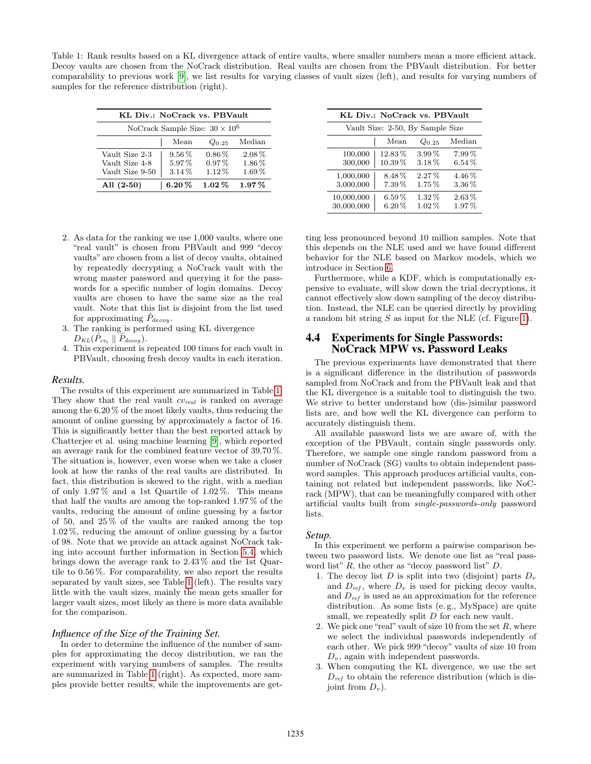Table 1: Rank results based on a KL divergence attack of entire vaults, where smaller numbers mean a more efficient attack. Decoy vaults are chosen from the NoCrack distribution. Real vaults are chosen from the PBVault distribution. For better comparability to previous work [9], we list results for varying classes of vault sizes (left), and results for varying numbers of samples for the reference distribution (right).

| **KL Div.: NoCrack vs. PBVault** | | | |
|---|---|---|---|
| NoCrack Sample Size: $30 \times 10^6$ | | | |
| | Mean | $Q_{0.25}$ | Median |
| Vault Size 2-3 | 9.56 % | 0.86 % | 2.08 % |
| Vault Size 4-8 | 5.97 % | 0.97 % | 1.86 % |
| Vault Size 9-50 | 3.14 % | 1.12 % | 1.69 % |
| **All (2-50)** | **6.20 %** | **1.02 %** | **1.97 %** |

| **KL Div.: NoCrack vs. PBVault** | | | |
|---|---|---|---|
| Vault Size: 2-50, By Sample Size | | | |
| | Mean | $Q_{0.25}$ | Median |
| 100,000 | 12.83 % | 3.99 % | 7.99 % |
| 300,000 | 10.39 % | 3.18 % | 6.54 % |
| 1,000,000 | 8.48 % | 2.27 % | 4.46 % |
| 3,000,000 | 7.39 % | 1.75 % | 3.36 % |
| 10,000,000 | 6.59 % | 1.32 % | 2.63 % |
| 30,000,000 | 6.20 % | 1.02 % | 1.97 % |

2. As data for the ranking we use 1,000 vaults, where one "real vault" is chosen from PBVault and 999 "decoy vaults" are chosen from a list of decoy vaults, obtained by repeatedly decrypting a NoCrack vault with the wrong master password and querying it for the passwords for a specific number of login domains. Decoy vaults are chosen to have the same size as the real vault. Note that this list is disjoint from the list used for approximating $\hat{P}_{decoy}$.
3. The ranking is performed using KL divergence $D_{KL}(\hat{P}_{cv_i} \parallel \hat{P}_{decoy})$.
4. This experiment is repeated 100 times for each vault in PBVault, choosing fresh decoy vaults in each iteration.

### *Results.*

The results of this experiment are summarized in Table 1. They show that the real vault $cv_{real}$ is ranked on average among the 6.20 % of the most likely vaults, thus reducing the amount of online guessing by approximately a factor of 16. This is significantly better than the best reported attack by Chatterjee et al. using machine learning [9], which reported an average rank for the combined feature vector of 39.70 %. The situation is, however, even worse when we take a closer look at how the ranks of the real vaults are distributed. In fact, this distribution is skewed to the right, with a median of only 1.97 % and a 1st Quartile of 1.02 %. This means that half the vaults are among the top-ranked 1.97 % of the vaults, reducing the amount of online guessing by a factor of 50, and 25 % of the vaults are ranked among the top 1.02 %, reducing the amount of online guessing by a factor of 98. Note that we provide an attack against NoCrack taking into account further information in Section 5.4, which brings down the average rank to 2.43 % and the 1st Quartile to 0.56 %. For comparability, we also report the results separated by vault sizes, see Table 1 (left). The results vary little with the vault sizes, mainly the mean gets smaller for larger vault sizes, most likely as there is more data available for the comparison.

### *Influence of the Size of the Training Set.*

In order to determine the influence of the number of samples for approximating the decoy distribution, we ran the experiment with varying numbers of samples. The results are summarized in Table 1 (right). As expected, more samples provide better results, while the improvements are getting less pronounced beyond 10 million samples. Note that this depends on the NLE used and we have found different behavior for the NLE based on Markov models, which we introduce in Section 6.

Furthermore, while a KDF, which is computationally expensive to evaluate, will slow down the trial decryptions, it cannot effectively slow down sampling of the decoy distribution. Instead, the NLE can be queried directly by providing a random bit string $S$ as input for the NLE (cf. Figure 1).

## 4.4 Experiments for Single Passwords: NoCrack MPW vs. Password Leaks

The previous experiments have demonstrated that there is a significant difference in the distribution of passwords sampled from NoCrack and from the PBVault leak and that the KL divergence is a suitable tool to distinguish the two. We strive to better understand how (dis-)similar password lists are, and how well the KL divergence can perform to accurately distinguish them.

All available password lists we are aware of, with the exception of the PBVault, contain single passwords only. Therefore, we sample one single random password from a number of NoCrack (SG) vaults to obtain independent password samples. This approach produces artificial vaults, containing not related but independent passwords, like NoCrack (MPW), that can be meaningfully compared with other artificial vaults built from *single-passwords-only* password lists.

### *Setup.*

In this experiment we perform a pairwise comparison between two password lists. We denote one list as "real password list" $R$, the other as "decoy password list" $D$.

1. The decoy list $D$ is split into two (disjoint) parts $D_v$ and $D_{ref}$, where $D_v$ is used for picking decoy vaults, and $D_{ref}$ is used as an approximation for the reference distribution. As some lists (e. g., MySpace) are quite small, we repeatedly split $D$ for each new vault.
2. We pick one "real" vault of size 10 from the set $R$, where we select the individual passwords independently of each other. We pick 999 "decoy" vaults of size 10 from $D_v$, again with independent passwords.
3. When computing the KL divergence, we use the set $D_{ref}$ to obtain the reference distribution (which is disjoint from $D_v$).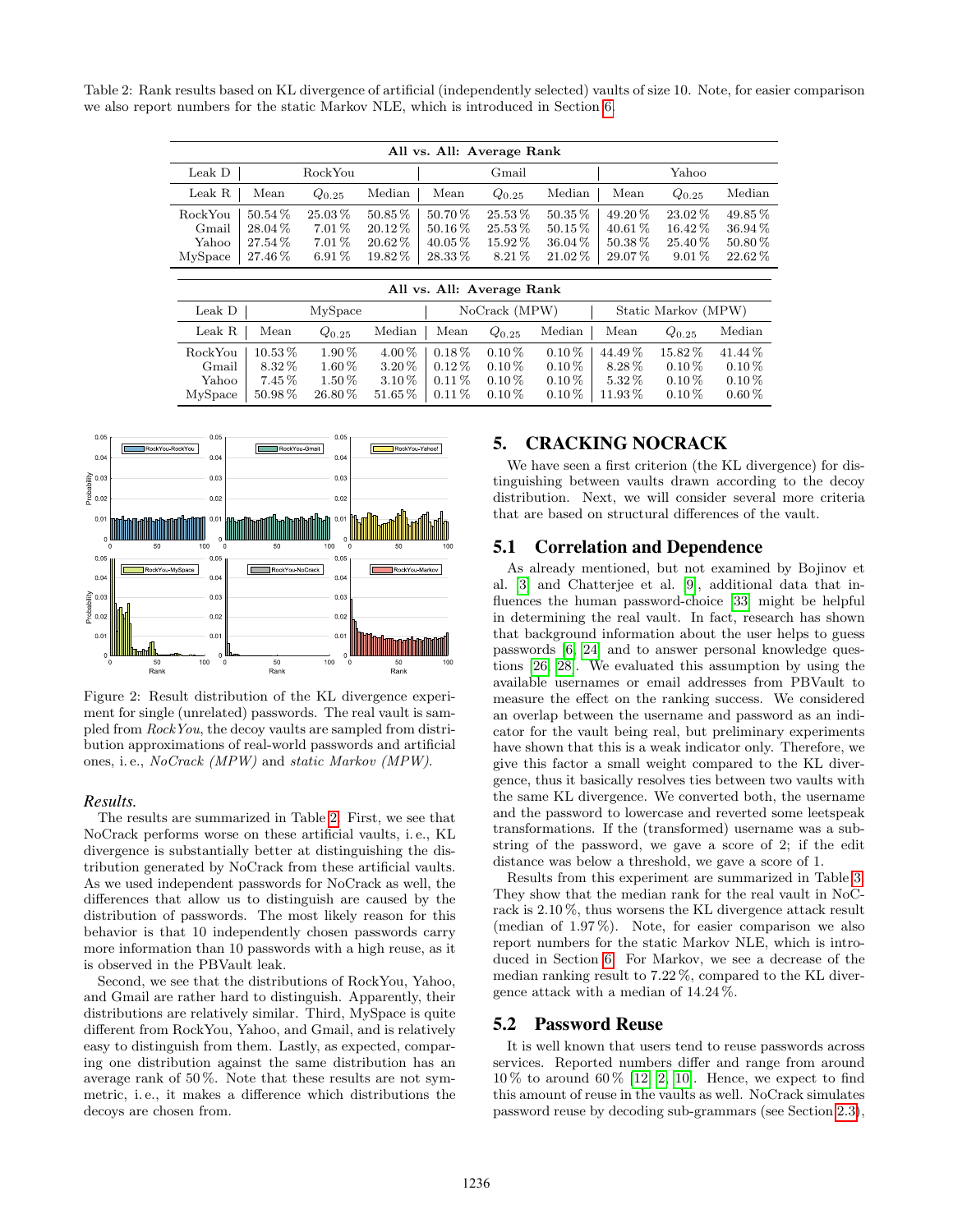Table 2: Rank results based on KL divergence of artificial (independently selected) vaults of size 10. Note, for easier comparison we also report numbers for the static Markov NLE, which is introduced in Section 6.

**All vs. All: Average Rank**

| Leak D | RockYou | | | Gmail | | | Yahoo | | |
|---|---|---|---|---|---|---|---|---|---|
| Leak R | Mean | $Q_{0.25}$ | Median | Mean | $Q_{0.25}$ | Median | Mean | $Q_{0.25}$ | Median |
| RockYou | 50.54 % | 25.03 % | 50.85 % | 50.70 % | 25.53 % | 50.35 % | 49.20 % | 23.02 % | 49.85 % |
| Gmail | 28.04 % | 7.01 % | 20.12 % | 50.16 % | 25.53 % | 50.15 % | 40.61 % | 16.42 % | 36.94 % |
| Yahoo | 27.54 % | 7.01 % | 20.62 % | 40.05 % | 15.92 % | 36.04 % | 50.38 % | 25.40 % | 50.80 % |
| MySpace | 27.46 % | 6.91 % | 19.82 % | 28.33 % | 8.21 % | 21.02 % | 29.07 % | 9.01 % | 22.62 % |

**All vs. All: Average Rank**

| Leak D | MySpace | | | NoCrack (MPW) | | | Static Markov (MPW) | | |
|---|---|---|---|---|---|---|---|---|---|
| Leak R | Mean | $Q_{0.25}$ | Median | Mean | $Q_{0.25}$ | Median | Mean | $Q_{0.25}$ | Median |
| RockYou | 10.53 % | 1.90 % | 4.00 % | 0.18 % | 0.10 % | 0.10 % | 44.49 % | 15.82 % | 41.44 % |
| Gmail | 8.32 % | 1.60 % | 3.20 % | 0.12 % | 0.10 % | 0.10 % | 8.28 % | 0.10 % | 0.10 % |
| Yahoo | 7.45 % | 1.50 % | 3.10 % | 0.11 % | 0.10 % | 0.10 % | 5.32 % | 0.10 % | 0.10 % |
| MySpace | 50.98 % | 26.80 % | 51.65 % | 0.11 % | 0.10 % | 0.10 % | 11.93 % | 0.10 % | 0.60 % |

Figure 2: Result distribution of the KL divergence experiment for single (unrelated) passwords. The real vault is sampled from *RockYou*, the decoy vaults are sampled from distribution approximations of real-world passwords and artificial ones, i. e., *NoCrack (MPW)* and *static Markov (MPW)*.

#### *Results.*

The results are summarized in Table 2. First, we see that NoCrack performs worse on these artificial vaults, i. e., KL divergence is substantially better at distinguishing the distribution generated by NoCrack from these artificial vaults. As we used independent passwords for NoCrack as well, the differences that allow us to distinguish are caused by the distribution of passwords. The most likely reason for this behavior is that 10 independently chosen passwords carry more information than 10 passwords with a high reuse, as it is observed in the PBVault leak.

Second, we see that the distributions of RockYou, Yahoo, and Gmail are rather hard to distinguish. Apparently, their distributions are relatively similar. Third, MySpace is quite different from RockYou, Yahoo, and Gmail, and is relatively easy to distinguish from them. Lastly, as expected, comparing one distribution against the same distribution has an average rank of 50 %. Note that these results are not symmetric, i. e., it makes a difference which distributions the decoys are chosen from.

## 5. CRACKING NOCRACK

We have seen a first criterion (the KL divergence) for distinguishing between vaults drawn according to the decoy distribution. Next, we will consider several more criteria that are based on structural differences of the vault.

### 5.1 Correlation and Dependence

As already mentioned, but not examined by Bojinov et al. [3] and Chatterjee et al. [9], additional data that influences the human password-choice [33] might be helpful in determining the real vault. In fact, research has shown that background information about the user helps to guess passwords [6, 24] and to answer personal knowledge questions [26, 28]. We evaluated this assumption by using the available usernames or email addresses from PBVault to measure the effect on the ranking success. We considered an overlap between the username and password as an indicator for the vault being real, but preliminary experiments have shown that this is a weak indicator only. Therefore, we give this factor a small weight compared to the KL divergence, thus it basically resolves ties between two vaults with the same KL divergence. We converted both, the username and the password to lowercase and reverted some leetspeak transformations. If the (transformed) username was a substring of the password, we gave a score of 2; if the edit distance was below a threshold, we gave a score of 1.

Results from this experiment are summarized in Table 3. They show that the median rank for the real vault in NoCrack is 2.10 %, thus worsens the KL divergence attack result (median of 1.97 %). Note, for easier comparison we also report numbers for the static Markov NLE, which is introduced in Section 6. For Markov, we see a decrease of the median ranking result to 7.22 %, compared to the KL divergence attack with a median of 14.24 %.

### 5.2 Password Reuse

It is well known that users tend to reuse passwords across services. Reported numbers differ and range from around 10 % to around 60 % [12, 2, 10]. Hence, we expect to find this amount of reuse in the vaults as well. NoCrack simulates password reuse by decoding sub-grammars (see Section 2.3),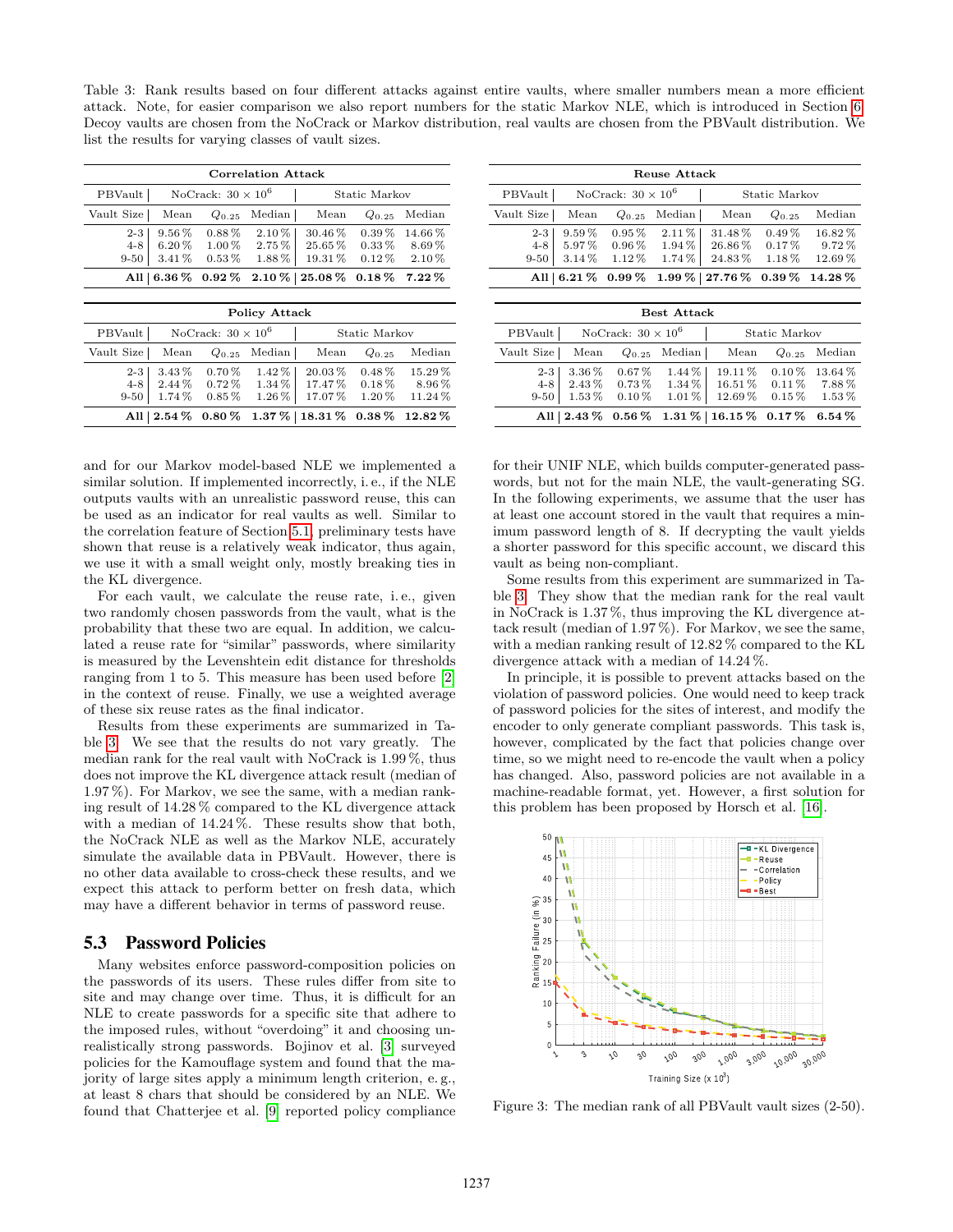Table 3: Rank results based on four different attacks against entire vaults, where smaller numbers mean a more efficient attack. Note, for easier comparison we also report numbers for the static Markov NLE, which is introduced in Section 6. Decoy vaults are chosen from the NoCrack or Markov distribution, real vaults are chosen from the PBVault distribution. We list the results for varying classes of vault sizes.

**Correlation Attack**

| PBVault | NoCrack: $30 \times 10^6$ | | | Static Markov | | |
|---|---|---|---|---|---|---|
| Vault Size | Mean | $Q_{0.25}$ | Median | Mean | $Q_{0.25}$ | Median |
| 2-3 | 9.56 % | 0.88 % | 2.10 % | 30.46 % | 0.39 % | 14.66 % |
| 4-8 | 6.20 % | 1.00 % | 2.75 % | 25.65 % | 0.33 % | 8.69 % |
| 9-50 | 3.41 % | 0.53 % | 1.88 % | 19.31 % | 0.12 % | 2.10 % |
| **All** | **6.36 %** | **0.92 %** | **2.10 %** | **25.08 %** | **0.18 %** | **7.22 %** |

**Reuse Attack**

| PBVault | NoCrack: $30 \times 10^6$ | | | Static Markov | | |
|---|---|---|---|---|---|---|
| Vault Size | Mean | $Q_{0.25}$ | Median | Mean | $Q_{0.25}$ | Median |
| 2-3 | 9.59 % | 0.95 % | 2.11 % | 31.48 % | 0.49 % | 16.82 % |
| 4-8 | 5.97 % | 0.96 % | 1.94 % | 26.86 % | 0.17 % | 9.72 % |
| 9-50 | 3.14 % | 1.12 % | 1.74 % | 24.83 % | 1.18 % | 12.69 % |
| **All** | **6.21 %** | **0.99 %** | **1.99 %** | **27.76 %** | **0.39 %** | **14.28 %** |

**Policy Attack**

| PBVault | NoCrack: $30 \times 10^6$ | | | Static Markov | | |
|---|---|---|---|---|---|---|
| Vault Size | Mean | $Q_{0.25}$ | Median | Mean | $Q_{0.25}$ | Median |
| 2-3 | 3.43 % | 0.70 % | 1.42 % | 20.03 % | 0.48 % | 15.29 % |
| 4-8 | 2.44 % | 0.72 % | 1.34 % | 17.47 % | 0.18 % | 8.96 % |
| 9-50 | 1.74 % | 0.85 % | 1.26 % | 17.07 % | 1.20 % | 11.24 % |
| **All** | **2.54 %** | **0.80 %** | **1.37 %** | **18.31 %** | **0.38 %** | **12.82 %** |

**Best Attack**

| PBVault | NoCrack: $30 \times 10^6$ | | | Static Markov | | |
|---|---|---|---|---|---|---|
| Vault Size | Mean | $Q_{0.25}$ | Median | Mean | $Q_{0.25}$ | Median |
| 2-3 | 3.36 % | 0.67 % | 1.44 % | 19.11 % | 0.10 % | 13.64 % |
| 4-8 | 2.43 % | 0.73 % | 1.34 % | 16.51 % | 0.11 % | 7.88 % |
| 9-50 | 1.53 % | 0.10 % | 1.01 % | 12.69 % | 0.15 % | 1.53 % |
| **All** | **2.43 %** | **0.56 %** | **1.31 %** | **16.15 %** | **0.17 %** | **6.54 %** |

and for our Markov model-based NLE we implemented a similar solution. If implemented incorrectly, i. e., if the NLE outputs vaults with an unrealistic password reuse, this can be used as an indicator for real vaults as well. Similar to the correlation feature of Section 5.1, preliminary tests have shown that reuse is a relatively weak indicator, thus again, we use it with a small weight only, mostly breaking ties in the KL divergence.

For each vault, we calculate the reuse rate, i. e., given two randomly chosen passwords from the vault, what is the probability that these two are equal. In addition, we calculated a reuse rate for "similar" passwords, where similarity is measured by the Levenshtein edit distance for thresholds ranging from 1 to 5. This measure has been used before [2] in the context of reuse. Finally, we use a weighted average of these six reuse rates as the final indicator.

Results from these experiments are summarized in Table 3. We see that the results do not vary greatly. The median rank for the real vault with NoCrack is 1.99 %, thus does not improve the KL divergence attack result (median of 1.97 %). For Markov, we see the same, with a median ranking result of 14.28 % compared to the KL divergence attack with a median of 14.24 %. These results show that both, the NoCrack NLE as well as the Markov NLE, accurately simulate the available data in PBVault. However, there is no other data available to cross-check these results, and we expect this attack to perform better on fresh data, which may have a different behavior in terms of password reuse.

## 5.3 Password Policies

Many websites enforce password-composition policies on the passwords of its users. These rules differ from site to site and may change over time. Thus, it is difficult for an NLE to create passwords for a specific site that adhere to the imposed rules, without "overdoing" it and choosing unrealistically strong passwords. Bojinov et al. [3] surveyed policies for the Kamouflage system and found that the majority of large sites apply a minimum length criterion, e. g., at least 8 chars that should be considered by an NLE. We found that Chatterjee et al. [9] reported policy compliance for their UNIF NLE, which builds computer-generated passwords, but not for the main NLE, the vault-generating SG. In the following experiments, we assume that the user has at least one account stored in the vault that requires a minimum password length of 8. If decrypting the vault yields a shorter password for this specific account, we discard this vault as being non-compliant.

Some results from this experiment are summarized in Table 3. They show that the median rank for the real vault in NoCrack is 1.37 %, thus improving the KL divergence attack result (median of 1.97 %). For Markov, we see the same, with a median ranking result of 12.82 % compared to the KL divergence attack with a median of 14.24 %.

In principle, it is possible to prevent attacks based on the violation of password policies. One would need to keep track of password policies for the sites of interest, and modify the encoder to only generate compliant passwords. This task is, however, complicated by the fact that policies change over time, so we might need to re-encode the vault when a policy has changed. Also, password policies are not available in a machine-readable format, yet. However, a first solution for this problem has been proposed by Horsch et al. [16].

Figure 3: The median rank of all PBVault vault sizes (2-50).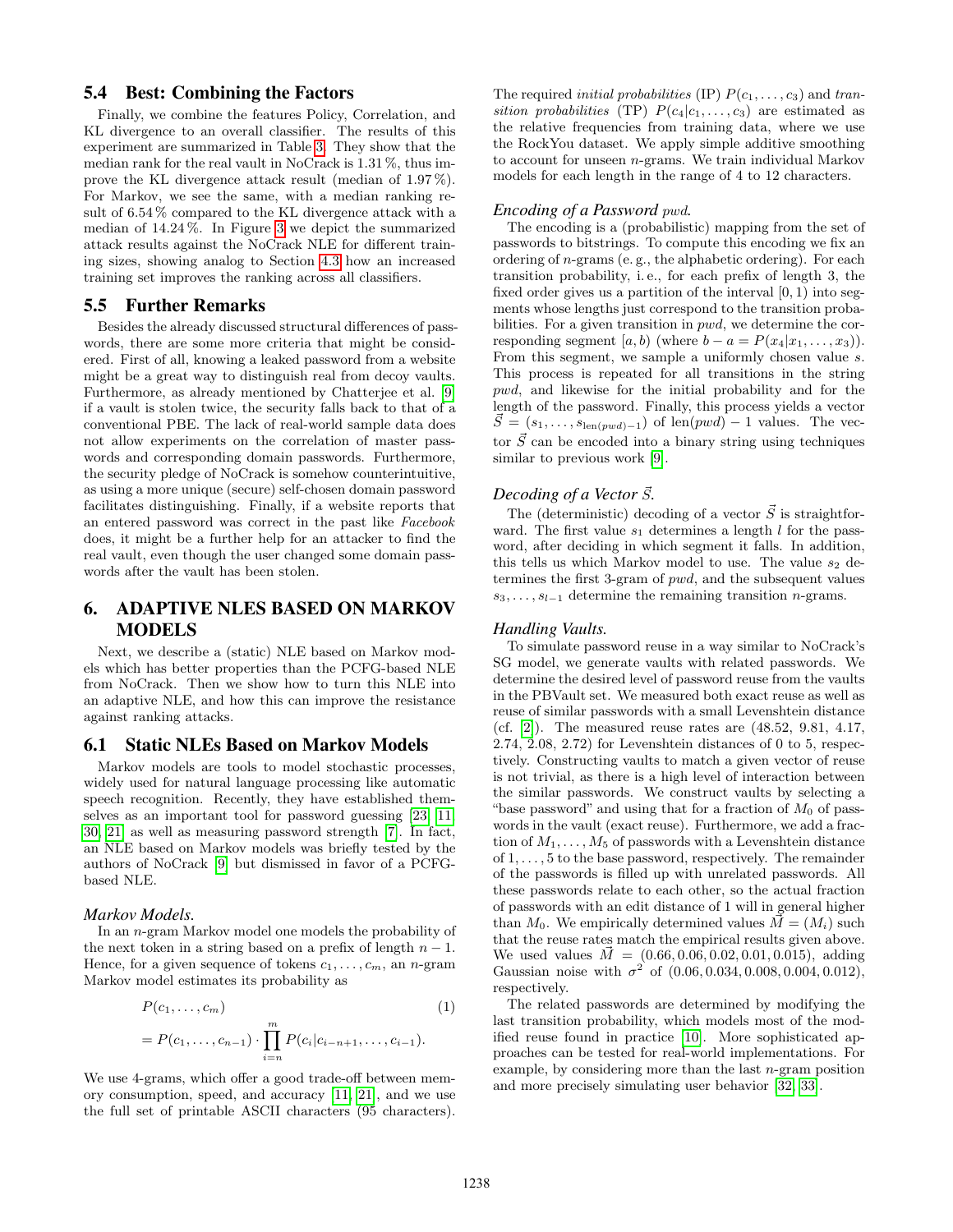### 5.4 Best: Combining the Factors

Finally, we combine the features Policy, Correlation, and KL divergence to an overall classifier. The results of this experiment are summarized in Table 3. They show that the median rank for the real vault in NoCrack is 1.31 %, thus improve the KL divergence attack result (median of 1.97 %). For Markov, we see the same, with a median ranking result of 6.54 % compared to the KL divergence attack with a median of 14.24 %. In Figure 3 we depict the summarized attack results against the NoCrack NLE for different training sizes, showing analog to Section 4.3 how an increased training set improves the ranking across all classifiers.

### 5.5 Further Remarks

Besides the already discussed structural differences of passwords, there are some more criteria that might be considered. First of all, knowing a leaked password from a website might be a great way to distinguish real from decoy vaults. Furthermore, as already mentioned by Chatterjee et al. [9] if a vault is stolen twice, the security falls back to that of a conventional PBE. The lack of real-world sample data does not allow experiments on the correlation of master passwords and corresponding domain passwords. Furthermore, the security pledge of NoCrack is somehow counterintuitive, as using a more unique (secure) self-chosen domain password facilitates distinguishing. Finally, if a website reports that an entered password was correct in the past like *Facebook* does, it might be a further help for an attacker to find the real vault, even though the user changed some domain passwords after the vault has been stolen.

## 6. ADAPTIVE NLES BASED ON MARKOV MODELS

Next, we describe a (static) NLE based on Markov models which has better properties than the PCFG-based NLE from NoCrack. Then we show how to turn this NLE into an adaptive NLE, and how this can improve the resistance against ranking attacks.

### 6.1 Static NLEs Based on Markov Models

Markov models are tools to model stochastic processes, widely used for natural language processing like automatic speech recognition. Recently, they have established themselves as an important tool for password guessing [23, 11, 30, 21] as well as measuring password strength [7]. In fact, an NLE based on Markov models was briefly tested by the authors of NoCrack [9] but dismissed in favor of a PCFG-based NLE.

#### *Markov Models.*

In an $n$-gram Markov model one models the probability of the next token in a string based on a prefix of length $n-1$. Hence, for a given sequence of tokens $c_1, \ldots, c_m$, an $n$-gram Markov model estimates its probability as

$$
\begin{aligned}
&P(c_1, \ldots, c_m) \qquad (1)\\
&= P(c_1, \ldots, c_{n-1}) \cdot \prod_{i=n}^{m} P(c_i | c_{i-n+1}, \ldots, c_{i-1}).
\end{aligned}
$$

We use 4-grams, which offer a good trade-off between memory consumption, speed, and accuracy [11, 21], and we use the full set of printable ASCII characters (95 characters). The required *initial probabilities* (IP) $P(c_1, \ldots, c_3)$ and *transition probabilities* (TP) $P(c_4 | c_1, \ldots, c_3)$ are estimated as the relative frequencies from training data, where we use the RockYou dataset. We apply simple additive smoothing to account for unseen $n$-grams. We train individual Markov models for each length in the range of 4 to 12 characters.

#### *Encoding of a Password $pwd$.*

The encoding is a (probabilistic) mapping from the set of passwords to bitstrings. To compute this encoding we fix an ordering of $n$-grams (e. g., the alphabetic ordering). For each transition probability, i. e., for each prefix of length 3, the fixed order gives us a partition of the interval $[0, 1)$ into segments whose lengths just correspond to the transition probabilities. For a given transition in $pwd$, we determine the corresponding segment $[a, b)$ (where $b - a = P(x_4 | x_1, \ldots, x_3)$). From this segment, we sample a uniformly chosen value $s$. This process is repeated for all transitions in the string $pwd$, and likewise for the initial probability and for the length of the password. Finally, this process yields a vector $\vec{S} = (s_1, \ldots, s_{\text{len}(pwd)-1})$ of $\text{len}(pwd) - 1$ values. The vector $\vec{S}$ can be encoded into a binary string using techniques similar to previous work [9].

#### *Decoding of a Vector $\vec{S}$.*

The (deterministic) decoding of a vector $\vec{S}$ is straightforward. The first value $s_1$ determines a length $l$ for the password, after deciding in which segment it falls. In addition, this tells us which Markov model to use. The value $s_2$ determines the first 3-gram of $pwd$, and the subsequent values $s_3, \ldots, s_{l-1}$ determine the remaining transition $n$-grams.

#### *Handling Vaults.*

To simulate password reuse in a way similar to NoCrack's SG model, we generate vaults with related passwords. We determine the desired level of password reuse from the vaults in the PBVault set. We measured both exact reuse as well as reuse of similar passwords with a small Levenshtein distance (cf. [2]). The measured reuse rates are (48.52, 9.81, 4.17, 2.74, 2.08, 2.72) for Levenshtein distances of 0 to 5, respectively. Constructing vaults to match a given vector of reuse is not trivial, as there is a high level of interaction between the similar passwords. We construct vaults by selecting a "base password" and using that for a fraction of $M_0$ of passwords in the vault (exact reuse). Furthermore, we add a fraction of $M_1, \ldots, M_5$ of passwords with a Levenshtein distance of $1, \ldots, 5$ to the base password, respectively. The remainder of the passwords is filled up with unrelated passwords. All these passwords relate to each other, so the actual fraction of passwords with an edit distance of 1 will in general higher than $M_0$. We empirically determined values $\vec{M} = (M_i)$ such that the reuse rates match the empirical results given above. We used values $\vec{M} = (0.66, 0.06, 0.02, 0.01, 0.015)$, adding Gaussian noise with $\sigma^2$ of $(0.06, 0.034, 0.008, 0.004, 0.012)$, respectively.

The related passwords are determined by modifying the last transition probability, which models most of the modified reuse found in practice [10]. More sophisticated approaches can be tested for real-world implementations. For example, by considering more than the last $n$-gram position and more precisely simulating user behavior [32, 33].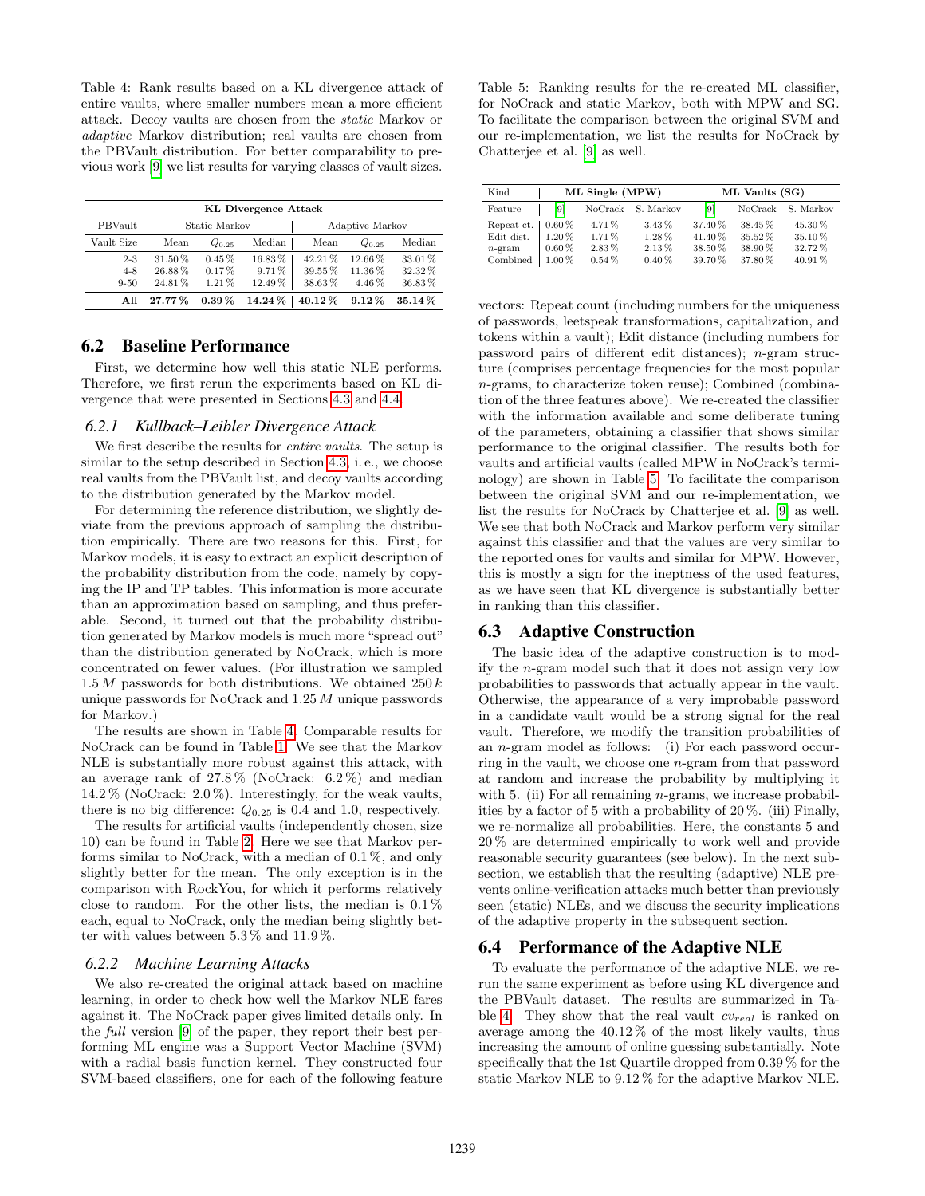Table 4: Rank results based on a KL divergence attack of entire vaults, where smaller numbers mean a more efficient attack. Decoy vaults are chosen from the *static* Markov or *adaptive* Markov distribution; real vaults are chosen from the PBVault distribution. For better comparability to previous work [9] we list results for varying classes of vault sizes.

| **KL Divergence Attack** | | | | | | |
|---|---|---|---|---|---|---|
| PBVault | Static Markov | | | Adaptive Markov | | |
| Vault Size | Mean | $Q_{0.25}$ | Median | Mean | $Q_{0.25}$ | Median |
| 2-3 | 31.50 % | 0.45 % | 16.83 % | 42.21 % | 12.66 % | 33.01 % |
| 4-8 | 26.88 % | 0.17 % | 9.71 % | 39.55 % | 11.36 % | 32.32 % |
| 9-50 | 24.81 % | 1.21 % | 12.49 % | 38.63 % | 4.46 % | 36.83 % |
| **All** | **27.77 %** | **0.39 %** | **14.24 %** | **40.12 %** | **9.12 %** | **35.14 %** |

## 6.2 Baseline Performance

First, we determine how well this static NLE performs. Therefore, we first rerun the experiments based on KL divergence that were presented in Sections 4.3 and 4.4.

### 6.2.1 Kullback–Leibler Divergence Attack

We first describe the results for *entire vaults*. The setup is similar to the setup described in Section 4.3, i. e., we choose real vaults from the PBVault list, and decoy vaults according to the distribution generated by the Markov model.

For determining the reference distribution, we slightly deviate from the previous approach of sampling the distribution empirically. There are two reasons for this. First, for Markov models, it is easy to extract an explicit description of the probability distribution from the code, namely by copying the IP and TP tables. This information is more accurate than an approximation based on sampling, and thus preferable. Second, it turned out that the probability distribution generated by Markov models is much more "spread out" than the distribution generated by NoCrack, which is more concentrated on fewer values. (For illustration we sampled $1.5\,M$ passwords for both distributions. We obtained $250\,k$ unique passwords for NoCrack and $1.25\,M$ unique passwords for Markov.)

The results are shown in Table 4. Comparable results for NoCrack can be found in Table 1. We see that the Markov NLE is substantially more robust against this attack, with an average rank of 27.8 % (NoCrack: 6.2 %) and median 14.2 % (NoCrack: 2.0 %). Interestingly, for the weak vaults, there is no big difference: $Q_{0.25}$ is 0.4 and 1.0, respectively.

The results for artificial vaults (independently chosen, size 10) can be found in Table 2. Here we see that Markov performs similar to NoCrack, with a median of 0.1 %, and only slightly better for the mean. The only exception is in the comparison with RockYou, for which it performs relatively close to random. For the other lists, the median is 0.1 % each, equal to NoCrack, only the median being slightly better with values between 5.3 % and 11.9 %.

### 6.2.2 Machine Learning Attacks

We also re-created the original attack based on machine learning, in order to check how well the Markov NLE fares against it. The NoCrack paper gives limited details only. In the *full* version [9] of the paper, they report their best performing ML engine was a Support Vector Machine (SVM) with a radial basis function kernel. They constructed four SVM-based classifiers, one for each of the following feature vectors: Repeat count (including numbers for the uniqueness of passwords, leetspeak transformations, capitalization, and tokens within a vault); Edit distance (including numbers for password pairs of different edit distances); $n$-gram structure (comprises percentage frequencies for the most popular $n$-grams, to characterize token reuse); Combined (combination of the three features above). We re-created the classifier with the information available and some deliberate tuning of the parameters, obtaining a classifier that shows similar performance to the original classifier. The results both for vaults and artificial vaults (called MPW in NoCrack's terminology) are shown in Table 5. To facilitate the comparison between the original SVM and our re-implementation, we list the results for NoCrack by Chatterjee et al. [9] as well. We see that both NoCrack and Markov perform very similar against this classifier and that the values are very similar to the reported ones for vaults and similar for MPW. However, this is mostly a sign for the ineptness of the used features, as we have seen that KL divergence is substantially better in ranking than this classifier.

Table 5: Ranking results for the re-created ML classifier, for NoCrack and static Markov, both with MPW and SG. To facilitate the comparison between the original SVM and our re-implementation, we list the results for NoCrack by Chatterjee et al. [9] as well.

| Kind | ML Single (MPW) | | | ML Vaults (SG) | | |
|---|---|---|---|---|---|---|
| Feature | [9] | NoCrack | S. Markov | [9] | NoCrack | S. Markov |
| Repeat ct. | 0.60 % | 4.71 % | 3.43 % | 37.40 % | 38.45 % | 45.30 % |
| Edit dist. | 1.20 % | 1.71 % | 1.28 % | 41.40 % | 35.52 % | 35.10 % |
| $n$-gram | 0.60 % | 2.83 % | 2.13 % | 38.50 % | 38.90 % | 32.72 % |
| Combined | 1.00 % | 0.54 % | 0.40 % | 39.70 % | 37.80 % | 40.91 % |

## 6.3 Adaptive Construction

The basic idea of the adaptive construction is to modify the $n$-gram model such that it does not assign very low probabilities to passwords that actually appear in the vault. Otherwise, the appearance of a very improbable password in a candidate vault would be a strong signal for the real vault. Therefore, we modify the transition probabilities of an $n$-gram model as follows: (i) For each password occurring in the vault, we choose one $n$-gram from that password at random and increase the probability by multiplying it with 5. (ii) For all remaining $n$-grams, we increase probabilities by a factor of 5 with a probability of 20 %. (iii) Finally, we re-normalize all probabilities. Here, the constants 5 and 20 % are determined empirically to work well and provide reasonable security guarantees (see below). In the next subsection, we establish that the resulting (adaptive) NLE prevents online-verification attacks much better than previously seen (static) NLEs, and we discuss the security implications of the adaptive property in the subsequent section.

## 6.4 Performance of the Adaptive NLE

To evaluate the performance of the adaptive NLE, we rerun the same experiment as before using KL divergence and the PBVault dataset. The results are summarized in Table 4. They show that the real vault $cv_{real}$ is ranked on average among the 40.12 % of the most likely vaults, thus increasing the amount of online guessing substantially. Note specifically that the 1st Quartile dropped from 0.39 % for the static Markov NLE to 9.12 % for the adaptive Markov NLE.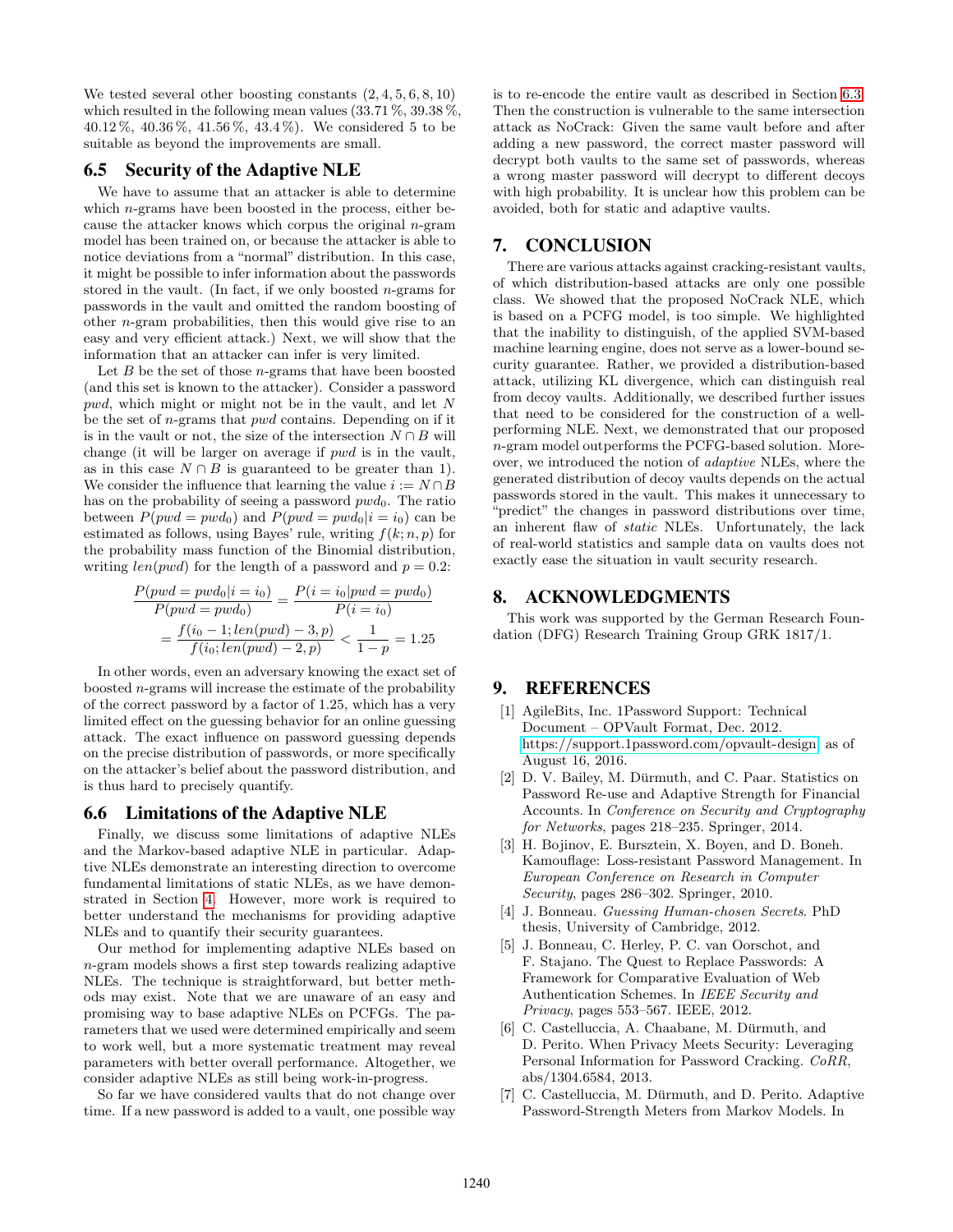We tested several other boosting constants (2, 4, 5, 6, 8, 10) which resulted in the following mean values (33.71 %, 39.38 %, 40.12 %, 40.36 %, 41.56 %, 43.4 %). We considered 5 to be suitable as beyond the improvements are small.

## 6.5 Security of the Adaptive NLE

We have to assume that an attacker is able to determine which $n$-grams have been boosted in the process, either because the attacker knows which corpus the original $n$-gram model has been trained on, or because the attacker is able to notice deviations from a "normal" distribution. In this case, it might be possible to infer information about the passwords stored in the vault. (In fact, if we only boosted $n$-grams for passwords in the vault and omitted the random boosting of other $n$-gram probabilities, then this would give rise to an easy and very efficient attack.) Next, we will show that the information that an attacker can infer is very limited.

Let $B$ be the set of those $n$-grams that have been boosted (and this set is known to the attacker). Consider a password $pwd$, which might or might not be in the vault, and let $N$ be the set of $n$-grams that $pwd$ contains. Depending on if it is in the vault or not, the size of the intersection $N \cap B$ will change (it will be larger on average if $pwd$ is in the vault, as in this case $N \cap B$ is guaranteed to be greater than 1). We consider the influence that learning the value $i := N \cap B$ has on the probability of seeing a password $pwd_0$. The ratio between $P(pwd = pwd_0)$ and $P(pwd = pwd_0 | i = i_0)$ can be estimated as follows, using Bayes' rule, writing $f(k; n, p)$ for the probability mass function of the Binomial distribution, writing $len(pwd)$ for the length of a password and $p = 0.2$:

$$
\frac{P(pwd = pwd_0 | i = i_0)}{P(pwd = pwd_0)} = \frac{P(i = i_0 | pwd = pwd_0)}{P(i = i_0)}
$$

$$
= \frac{f(i_0 - 1; len(pwd) - 3, p)}{f(i_0; len(pwd) - 2, p)} < \frac{1}{1 - p} = 1.25
$$

In other words, even an adversary knowing the exact set of boosted $n$-grams will increase the estimate of the probability of the correct password by a factor of 1.25, which has a very limited effect on the guessing behavior for an online guessing attack. The exact influence on password guessing depends on the precise distribution of passwords, or more specifically on the attacker's belief about the password distribution, and is thus hard to precisely quantify.

## 6.6 Limitations of the Adaptive NLE

Finally, we discuss some limitations of adaptive NLEs and the Markov-based adaptive NLE in particular. Adaptive NLEs demonstrate an interesting direction to overcome fundamental limitations of static NLEs, as we have demonstrated in Section 4. However, more work is required to better understand the mechanisms for providing adaptive NLEs and to quantify their security guarantees.

Our method for implementing adaptive NLEs based on $n$-gram models shows a first step towards realizing adaptive NLEs. The technique is straightforward, but better methods may exist. Note that we are unaware of an easy and promising way to base adaptive NLEs on PCFGs. The parameters that we used were determined empirically and seem to work well, but a more systematic treatment may reveal parameters with better overall performance. Altogether, we consider adaptive NLEs as still being work-in-progress.

So far we have considered vaults that do not change over time. If a new password is added to a vault, one possible way is to re-encode the entire vault as described in Section 6.3. Then the construction is vulnerable to the same intersection attack as NoCrack: Given the same vault before and after adding a new password, the correct master password will decrypt both vaults to the same set of passwords, whereas a wrong master password will decrypt to different decoys with high probability. It is unclear how this problem can be avoided, both for static and adaptive vaults.

# 7. CONCLUSION

There are various attacks against cracking-resistant vaults, of which distribution-based attacks are only one possible class. We showed that the proposed NoCrack NLE, which is based on a PCFG model, is too simple. We highlighted that the inability to distinguish, of the applied SVM-based machine learning engine, does not serve as a lower-bound security guarantee. Rather, we provided a distribution-based attack, utilizing KL divergence, which can distinguish real from decoy vaults. Additionally, we described further issues that need to be considered for the construction of a well-performing NLE. Next, we demonstrated that our proposed $n$-gram model outperforms the PCFG-based solution. Moreover, we introduced the notion of *adaptive* NLEs, where the generated distribution of decoy vaults depends on the actual passwords stored in the vault. This makes it unnecessary to "predict" the changes in password distributions over time, an inherent flaw of *static* NLEs. Unfortunately, the lack of real-world statistics and sample data on vaults does not exactly ease the situation in vault security research.

# 8. ACKNOWLEDGMENTS

This work was supported by the German Research Foundation (DFG) Research Training Group GRK 1817/1.

# 9. REFERENCES

[1] AgileBits, Inc. 1Password Support: Technical Document – OPVault Format, Dec. 2012. https://support.1password.com/opvault-design, as of August 16, 2016.

[2] D. V. Bailey, M. Dürmuth, and C. Paar. Statistics on Password Re-use and Adaptive Strength for Financial Accounts. In *Conference on Security and Cryptography for Networks*, pages 218–235. Springer, 2014.

[3] H. Bojinov, E. Bursztein, X. Boyen, and D. Boneh. Kamouflage: Loss-resistant Password Management. In *European Conference on Research in Computer Security*, pages 286–302. Springer, 2010.

[4] J. Bonneau. *Guessing Human-chosen Secrets*. PhD thesis, University of Cambridge, 2012.

[5] J. Bonneau, C. Herley, P. C. van Oorschot, and F. Stajano. The Quest to Replace Passwords: A Framework for Comparative Evaluation of Web Authentication Schemes. In *IEEE Security and Privacy*, pages 553–567. IEEE, 2012.

[6] C. Castelluccia, A. Chaabane, M. Dürmuth, and D. Perito. When Privacy Meets Security: Leveraging Personal Information for Password Cracking. *CoRR*, abs/1304.6584, 2013.

[7] C. Castelluccia, M. Dürmuth, and D. Perito. Adaptive Password-Strength Meters from Markov Models. In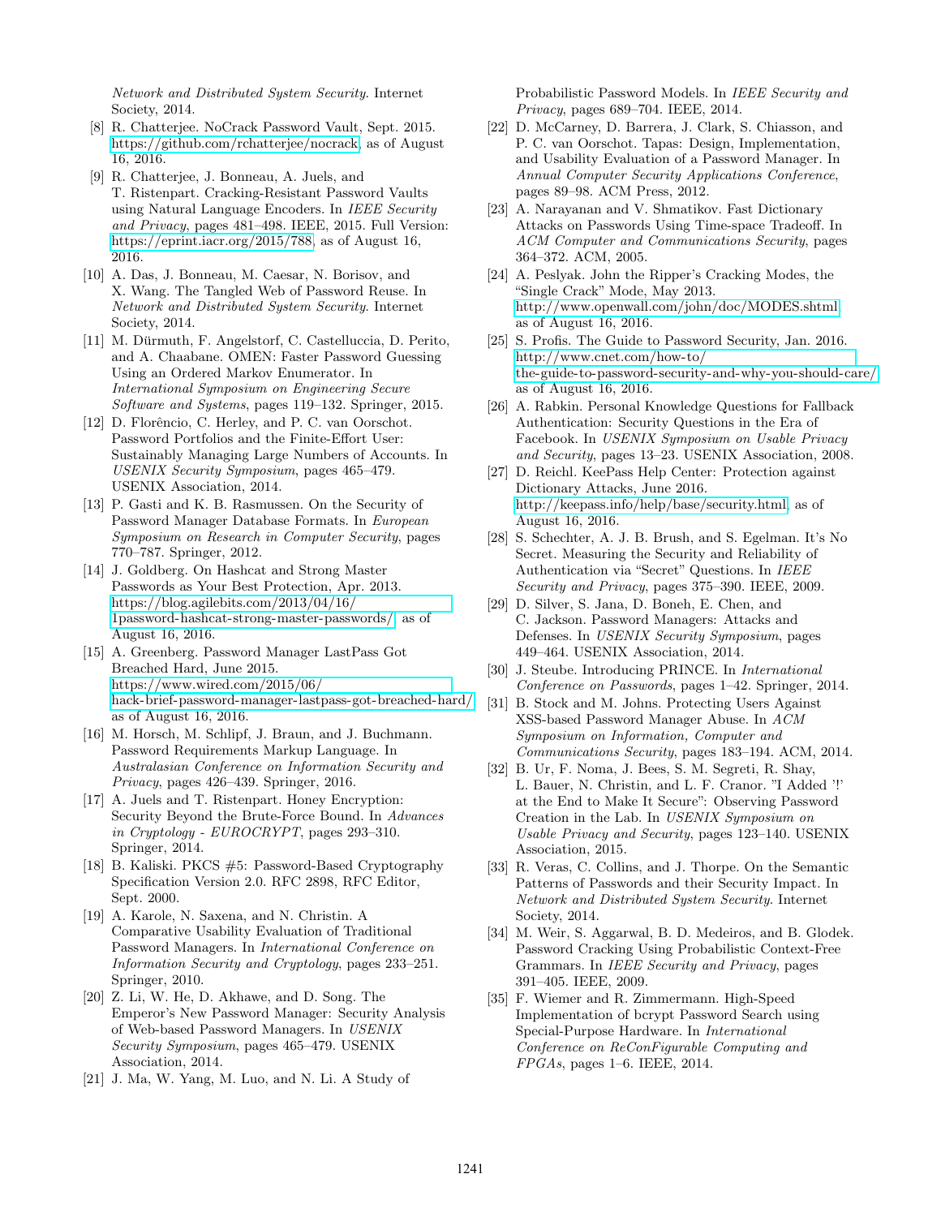*Network and Distributed System Security*. Internet Society, 2014.

[8] R. Chatterjee. NoCrack Password Vault, Sept. 2015. https://github.com/rchatterjee/nocrack, as of August 16, 2016.

[9] R. Chatterjee, J. Bonneau, A. Juels, and T. Ristenpart. Cracking-Resistant Password Vaults using Natural Language Encoders. In *IEEE Security and Privacy*, pages 481–498. IEEE, 2015. Full Version: https://eprint.iacr.org/2015/788, as of August 16, 2016.

[10] A. Das, J. Bonneau, M. Caesar, N. Borisov, and X. Wang. The Tangled Web of Password Reuse. In *Network and Distributed System Security*. Internet Society, 2014.

[11] M. Dürmuth, F. Angelstorf, C. Castelluccia, D. Perito, and A. Chaabane. OMEN: Faster Password Guessing Using an Ordered Markov Enumerator. In *International Symposium on Engineering Secure Software and Systems*, pages 119–132. Springer, 2015.

[12] D. Florêncio, C. Herley, and P. C. van Oorschot. Password Portfolios and the Finite-Effort User: Sustainably Managing Large Numbers of Accounts. In *USENIX Security Symposium*, pages 465–479. USENIX Association, 2014.

[13] P. Gasti and K. B. Rasmussen. On the Security of Password Manager Database Formats. In *European Symposium on Research in Computer Security*, pages 770–787. Springer, 2012.

[14] J. Goldberg. On Hashcat and Strong Master Passwords as Your Best Protection, Apr. 2013. https://blog.agilebits.com/2013/04/16/1password-hashcat-strong-master-passwords/, as of August 16, 2016.

[15] A. Greenberg. Password Manager LastPass Got Breached Hard, June 2015. https://www.wired.com/2015/06/hack-brief-password-manager-lastpass-got-breached-hard/ as of August 16, 2016.

[16] M. Horsch, M. Schlipf, J. Braun, and J. Buchmann. Password Requirements Markup Language. In *Australasian Conference on Information Security and Privacy*, pages 426–439. Springer, 2016.

[17] A. Juels and T. Ristenpart. Honey Encryption: Security Beyond the Brute-Force Bound. In *Advances in Cryptology - EUROCRYPT*, pages 293–310. Springer, 2014.

[18] B. Kaliski. PKCS #5: Password-Based Cryptography Specification Version 2.0. RFC 2898, RFC Editor, Sept. 2000.

[19] A. Karole, N. Saxena, and N. Christin. A Comparative Usability Evaluation of Traditional Password Managers. In *International Conference on Information Security and Cryptology*, pages 233–251. Springer, 2010.

[20] Z. Li, W. He, D. Akhawe, and D. Song. The Emperor's New Password Manager: Security Analysis of Web-based Password Managers. In *USENIX Security Symposium*, pages 465–479. USENIX Association, 2014.

[21] J. Ma, W. Yang, M. Luo, and N. Li. A Study of Probabilistic Password Models. In *IEEE Security and Privacy*, pages 689–704. IEEE, 2014.

[22] D. McCarney, D. Barrera, J. Clark, S. Chiasson, and P. C. van Oorschot. Tapas: Design, Implementation, and Usability Evaluation of a Password Manager. In *Annual Computer Security Applications Conference*, pages 89–98. ACM Press, 2012.

[23] A. Narayanan and V. Shmatikov. Fast Dictionary Attacks on Passwords Using Time-space Tradeoff. In *ACM Computer and Communications Security*, pages 364–372. ACM, 2005.

[24] A. Peslyak. John the Ripper's Cracking Modes, the "Single Crack" Mode, May 2013. http://www.openwall.com/john/doc/MODES.shtml, as of August 16, 2016.

[25] S. Profis. The Guide to Password Security, Jan. 2016. http://www.cnet.com/how-to/the-guide-to-password-security-and-why-you-should-care/, as of August 16, 2016.

[26] A. Rabkin. Personal Knowledge Questions for Fallback Authentication: Security Questions in the Era of Facebook. In *USENIX Symposium on Usable Privacy and Security*, pages 13–23. USENIX Association, 2008.

[27] D. Reichl. KeePass Help Center: Protection against Dictionary Attacks, June 2016. http://keepass.info/help/base/security.html, as of August 16, 2016.

[28] S. Schechter, A. J. B. Brush, and S. Egelman. It's No Secret. Measuring the Security and Reliability of Authentication via "Secret" Questions. In *IEEE Security and Privacy*, pages 375–390. IEEE, 2009.

[29] D. Silver, S. Jana, D. Boneh, E. Chen, and C. Jackson. Password Managers: Attacks and Defenses. In *USENIX Security Symposium*, pages 449–464. USENIX Association, 2014.

[30] J. Steube. Introducing PRINCE. In *International Conference on Passwords*, pages 1–42. Springer, 2014.

[31] B. Stock and M. Johns. Protecting Users Against XSS-based Password Manager Abuse. In *ACM Symposium on Information, Computer and Communications Security*, pages 183–194. ACM, 2014.

[32] B. Ur, F. Noma, J. Bees, S. M. Segreti, R. Shay, L. Bauer, N. Christin, and L. F. Cranor. "I Added '!' at the End to Make It Secure": Observing Password Creation in the Lab. In *USENIX Symposium on Usable Privacy and Security*, pages 123–140. USENIX Association, 2015.

[33] R. Veras, C. Collins, and J. Thorpe. On the Semantic Patterns of Passwords and their Security Impact. In *Network and Distributed System Security*. Internet Society, 2014.

[34] M. Weir, S. Aggarwal, B. D. Medeiros, and B. Glodek. Password Cracking Using Probabilistic Context-Free Grammars. In *IEEE Security and Privacy*, pages 391–405. IEEE, 2009.

[35] F. Wiemer and R. Zimmermann. High-Speed Implementation of bcrypt Password Search using Special-Purpose Hardware. In *International Conference on ReConFigurable Computing and FPGAs*, pages 1–6. IEEE, 2014.